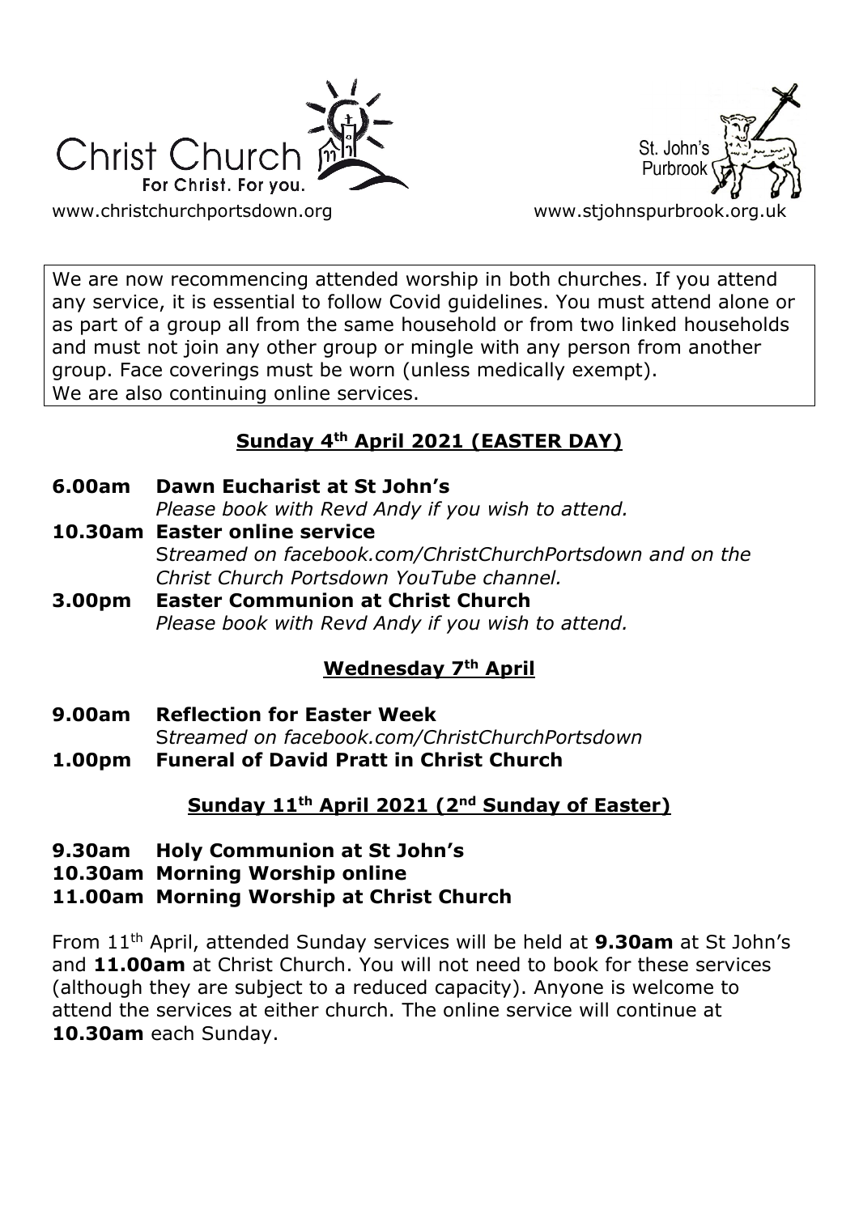Christ Church
For Christ. For you.

www.christchurchportsdown.org

St. John's Purbrook

www.stjohnspurbrook.org.uk

We are now recommencing attended worship in both churches. If you attend any service, it is essential to follow Covid guidelines. You must attend alone or as part of a group all from the same household or from two linked households and must not join any other group or mingle with any person from another group. Face coverings must be worn (unless medically exempt).
We are also continuing online services.

## Sunday 4th April 2021 (EASTER DAY)

**6.00am Dawn Eucharist at St John's**
*Please book with Revd Andy if you wish to attend.*

**10.30am Easter online service**
*Streamed on facebook.com/ChristChurchPortsdown and on the Christ Church Portsdown YouTube channel.*

**3.00pm Easter Communion at Christ Church**
*Please book with Revd Andy if you wish to attend.*

## Wednesday 7th April

**9.00am Reflection for Easter Week**
*Streamed on facebook.com/ChristChurchPortsdown*

**1.00pm Funeral of David Pratt in Christ Church**

## Sunday 11th April 2021 (2nd Sunday of Easter)

**9.30am Holy Communion at St John's**

**10.30am Morning Worship online**

**11.00am Morning Worship at Christ Church**

From 11th April, attended Sunday services will be held at **9.30am** at St John's and **11.00am** at Christ Church. You will not need to book for these services (although they are subject to a reduced capacity). Anyone is welcome to attend the services at either church. The online service will continue at **10.30am** each Sunday.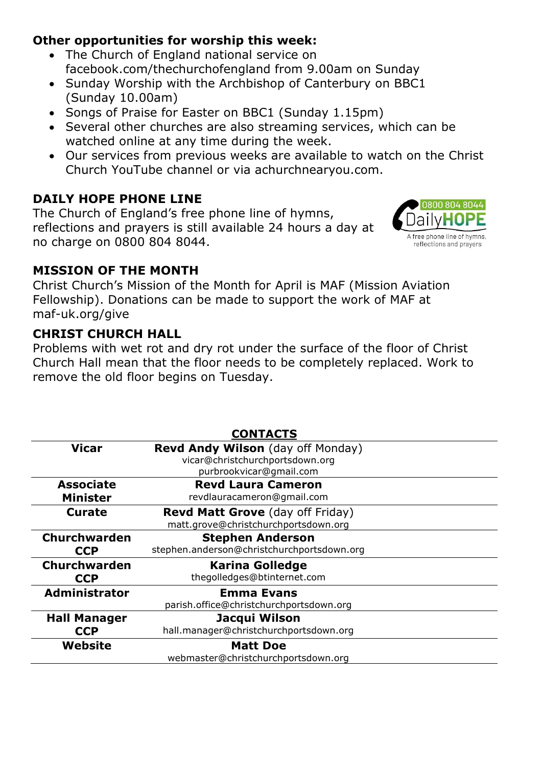**Other opportunities for worship this week:**

- The Church of England national service on facebook.com/thechurchofengland from 9.00am on Sunday
- Sunday Worship with the Archbishop of Canterbury on BBC1 (Sunday 10.00am)
- Songs of Praise for Easter on BBC1 (Sunday 1.15pm)
- Several other churches are also streaming services, which can be watched online at any time during the week.
- Our services from previous weeks are available to watch on the Christ Church YouTube channel or via achurchnearyou.com.

## DAILY HOPE PHONE LINE

The Church of England's free phone line of hymns, reflections and prayers is still available 24 hours a day at no charge on 0800 804 8044.

## MISSION OF THE MONTH

Christ Church's Mission of the Month for April is MAF (Mission Aviation Fellowship). Donations can be made to support the work of MAF at maf-uk.org/give

## CHRIST CHURCH HALL

Problems with wet rot and dry rot under the surface of the floor of Christ Church Hall mean that the floor needs to be completely replaced. Work to remove the old floor begins on Tuesday.

## CONTACTS

| Role | Contact |
|---|---|
| **Vicar** | **Revd Andy Wilson** (day off Monday)<br>vicar@christchurchportsdown.org<br>purbrookvicar@gmail.com |
| **Associate Minister** | **Revd Laura Cameron**<br>revdlauracameron@gmail.com |
| **Curate** | **Revd Matt Grove** (day off Friday)<br>matt.grove@christchurchportsdown.org |
| **Churchwarden CCP** | **Stephen Anderson**<br>stephen.anderson@christchurchportsdown.org |
| **Churchwarden CCP** | **Karina Golledge**<br>thegolledges@btinternet.com |
| **Administrator** | **Emma Evans**<br>parish.office@christchurchportsdown.org |
| **Hall Manager CCP** | **Jacqui Wilson**<br>hall.manager@christchurchportsdown.org |
| **Website** | **Matt Doe**<br>webmaster@christchurchportsdown.org |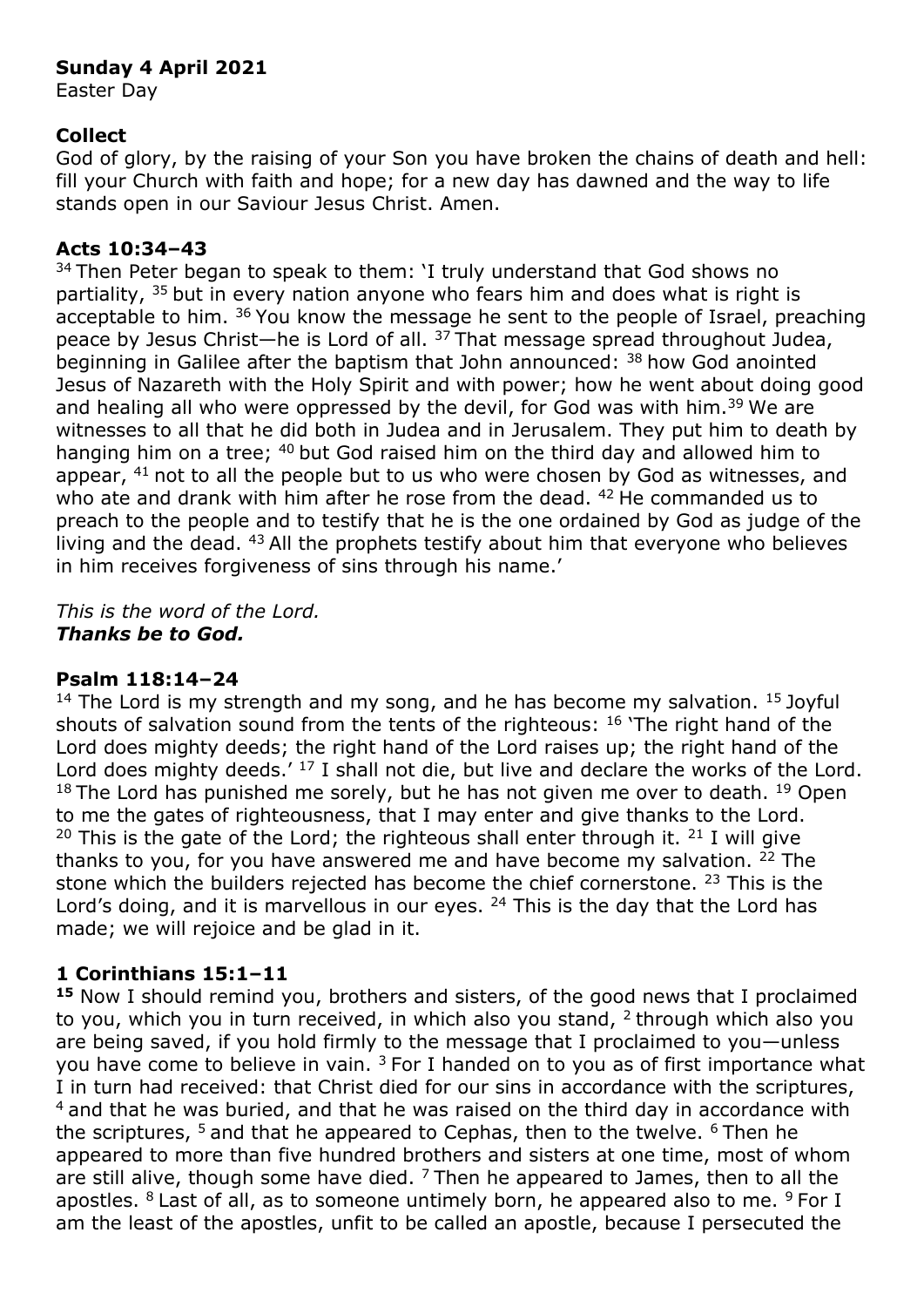**Sunday 4 April 2021**
Easter Day

## Collect

God of glory, by the raising of your Son you have broken the chains of death and hell: fill your Church with faith and hope; for a new day has dawned and the way to life stands open in our Saviour Jesus Christ. Amen.

## Acts 10:34–43

[34] Then Peter began to speak to them: 'I truly understand that God shows no partiality, [35] but in every nation anyone who fears him and does what is right is acceptable to him. [36] You know the message he sent to the people of Israel, preaching peace by Jesus Christ—he is Lord of all. [37] That message spread throughout Judea, beginning in Galilee after the baptism that John announced: [38] how God anointed Jesus of Nazareth with the Holy Spirit and with power; how he went about doing good and healing all who were oppressed by the devil, for God was with him.[39] We are witnesses to all that he did both in Judea and in Jerusalem. They put him to death by hanging him on a tree; [40] but God raised him on the third day and allowed him to appear, [41] not to all the people but to us who were chosen by God as witnesses, and who ate and drank with him after he rose from the dead. [42] He commanded us to preach to the people and to testify that he is the one ordained by God as judge of the living and the dead. [43] All the prophets testify about him that everyone who believes in him receives forgiveness of sins through his name.'

*This is the word of the Lord.*
***Thanks be to God.***

## Psalm 118:14–24

[14] The Lord is my strength and my song, and he has become my salvation. [15] Joyful shouts of salvation sound from the tents of the righteous: [16] 'The right hand of the Lord does mighty deeds; the right hand of the Lord raises up; the right hand of the Lord does mighty deeds.' [17] I shall not die, but live and declare the works of the Lord. [18] The Lord has punished me sorely, but he has not given me over to death. [19] Open to me the gates of righteousness, that I may enter and give thanks to the Lord. [20] This is the gate of the Lord; the righteous shall enter through it. [21] I will give thanks to you, for you have answered me and have become my salvation. [22] The stone which the builders rejected has become the chief cornerstone. [23] This is the Lord's doing, and it is marvellous in our eyes. [24] This is the day that the Lord has made; we will rejoice and be glad in it.

## 1 Corinthians 15:1–11

**15** Now I should remind you, brothers and sisters, of the good news that I proclaimed to you, which you in turn received, in which also you stand, [2] through which also you are being saved, if you hold firmly to the message that I proclaimed to you—unless you have come to believe in vain. [3] For I handed on to you as of first importance what I in turn had received: that Christ died for our sins in accordance with the scriptures, [4] and that he was buried, and that he was raised on the third day in accordance with the scriptures, [5] and that he appeared to Cephas, then to the twelve. [6] Then he appeared to more than five hundred brothers and sisters at one time, most of whom are still alive, though some have died. [7] Then he appeared to James, then to all the apostles. [8] Last of all, as to someone untimely born, he appeared also to me. [9] For I am the least of the apostles, unfit to be called an apostle, because I persecuted the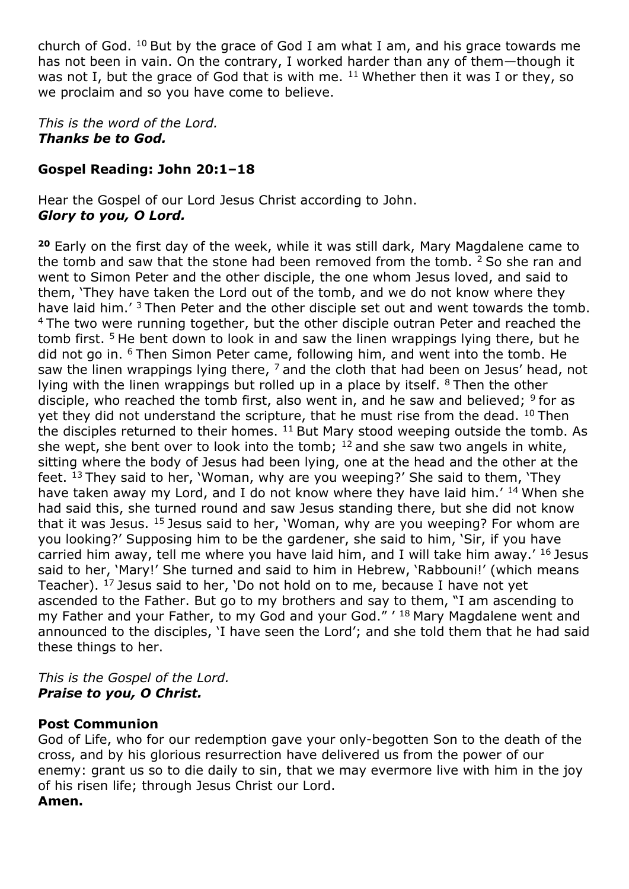church of God. [10] But by the grace of God I am what I am, and his grace towards me has not been in vain. On the contrary, I worked harder than any of them—though it was not I, but the grace of God that is with me. [11] Whether then it was I or they, so we proclaim and so you have come to believe.

*This is the word of the Lord.*
***Thanks be to God.***

**Gospel Reading: John 20:1–18**

Hear the Gospel of our Lord Jesus Christ according to John.
***Glory to you, O Lord.***

**20** Early on the first day of the week, while it was still dark, Mary Magdalene came to the tomb and saw that the stone had been removed from the tomb. [2] So she ran and went to Simon Peter and the other disciple, the one whom Jesus loved, and said to them, 'They have taken the Lord out of the tomb, and we do not know where they have laid him.' [3] Then Peter and the other disciple set out and went towards the tomb. [4] The two were running together, but the other disciple outran Peter and reached the tomb first. [5] He bent down to look in and saw the linen wrappings lying there, but he did not go in. [6] Then Simon Peter came, following him, and went into the tomb. He saw the linen wrappings lying there, [7] and the cloth that had been on Jesus' head, not lying with the linen wrappings but rolled up in a place by itself. [8] Then the other disciple, who reached the tomb first, also went in, and he saw and believed; [9] for as yet they did not understand the scripture, that he must rise from the dead. [10] Then the disciples returned to their homes. [11] But Mary stood weeping outside the tomb. As she wept, she bent over to look into the tomb; [12] and she saw two angels in white, sitting where the body of Jesus had been lying, one at the head and the other at the feet. [13] They said to her, 'Woman, why are you weeping?' She said to them, 'They have taken away my Lord, and I do not know where they have laid him.' [14] When she had said this, she turned round and saw Jesus standing there, but she did not know that it was Jesus. [15] Jesus said to her, 'Woman, why are you weeping? For whom are you looking?' Supposing him to be the gardener, she said to him, 'Sir, if you have carried him away, tell me where you have laid him, and I will take him away.' [16] Jesus said to her, 'Mary!' She turned and said to him in Hebrew, 'Rabbouni!' (which means Teacher). [17] Jesus said to her, 'Do not hold on to me, because I have not yet ascended to the Father. But go to my brothers and say to them, "I am ascending to my Father and your Father, to my God and your God." ' [18] Mary Magdalene went and announced to the disciples, 'I have seen the Lord'; and she told them that he had said these things to her.

*This is the Gospel of the Lord.*
***Praise to you, O Christ.***

**Post Communion**
God of Life, who for our redemption gave your only-begotten Son to the death of the cross, and by his glorious resurrection have delivered us from the power of our enemy: grant us so to die daily to sin, that we may evermore live with him in the joy of his risen life; through Jesus Christ our Lord.
**Amen.**